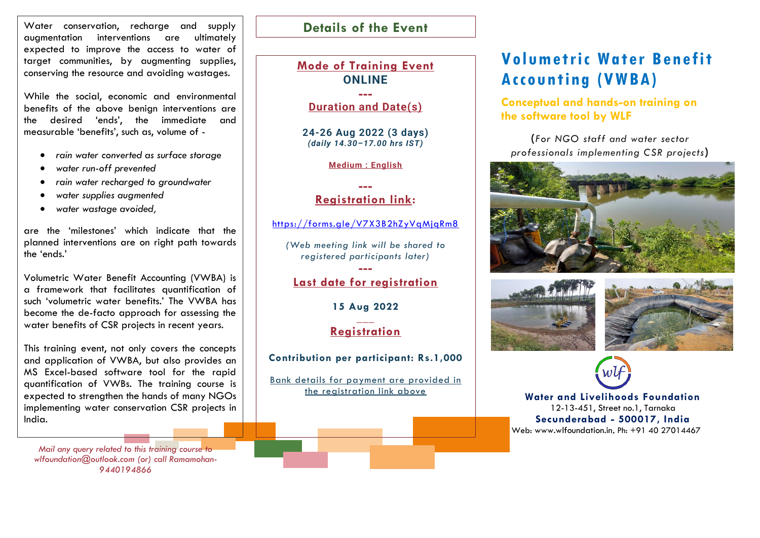Water conservation, recharge and supply augmentation interventions are ultimately expected to improve the access to water of target communities, by augmenting supplies, conserving the resource and avoiding wastages.

While the social, economic and environmental benefits of the above benign interventions are the desired 'ends', the immediate and measurable 'benefits', such as, volume of -

- *rain water converted as surface storage*
- *water run-off prevented*
- *rain water recharged to groundwater*
- *water supplies augmented*
- *water wastage avoided,*

are the 'milestones' which indicate that the planned interventions are on right path towards the 'ends.'

Volumetric Water Benefit Accounting (VWBA) is a framework that facilitates quantification of such 'volumetric water benefits.' The VWBA has become the de-facto approach for assessing the water benefits of CSR projects in recent years.

This training event, not only covers the concepts and application of VWBA, but also provides an MS Excel-based software tool for the rapid quantification of VWBs. The training course is expected to strengthen the hands of many NGOs implementing water conservation CSR projects in India.

*Mail any query related to this training course to wlfoundation@outlook.com (or) call Ramamohan-9440194866*

## Details of the Event

**Mode of Training Event**

**ONLINE**

---

**Duration and Date(s)**

**24-26 Aug 2022 (3 days)**
***(daily 14.30–17.00 hrs IST)***

**Medium : English**

---

**Registration link:**

https://forms.gle/V7X3B2hZyVqMjqRm8

*(Web meeting link will be shared to registered participants later)*

---

**Last date for registration**

**15 Aug 2022**

---

**Registration**

**Contribution per participant: Rs.1,000**

Bank details for payment are provided in the registration link above

# Volumetric Water Benefit Accounting (VWBA)

**Conceptual and hands-on training on the software tool by WLF**

(*For NGO staff and water sector professionals implementing CSR projects*)

**Water and Livelihoods Foundation**
12-13-451, Street no.1, Tarnaka
**Secunderabad - 500017, India**
Web: www.wlfoundation.in, Ph: +91 40 27014467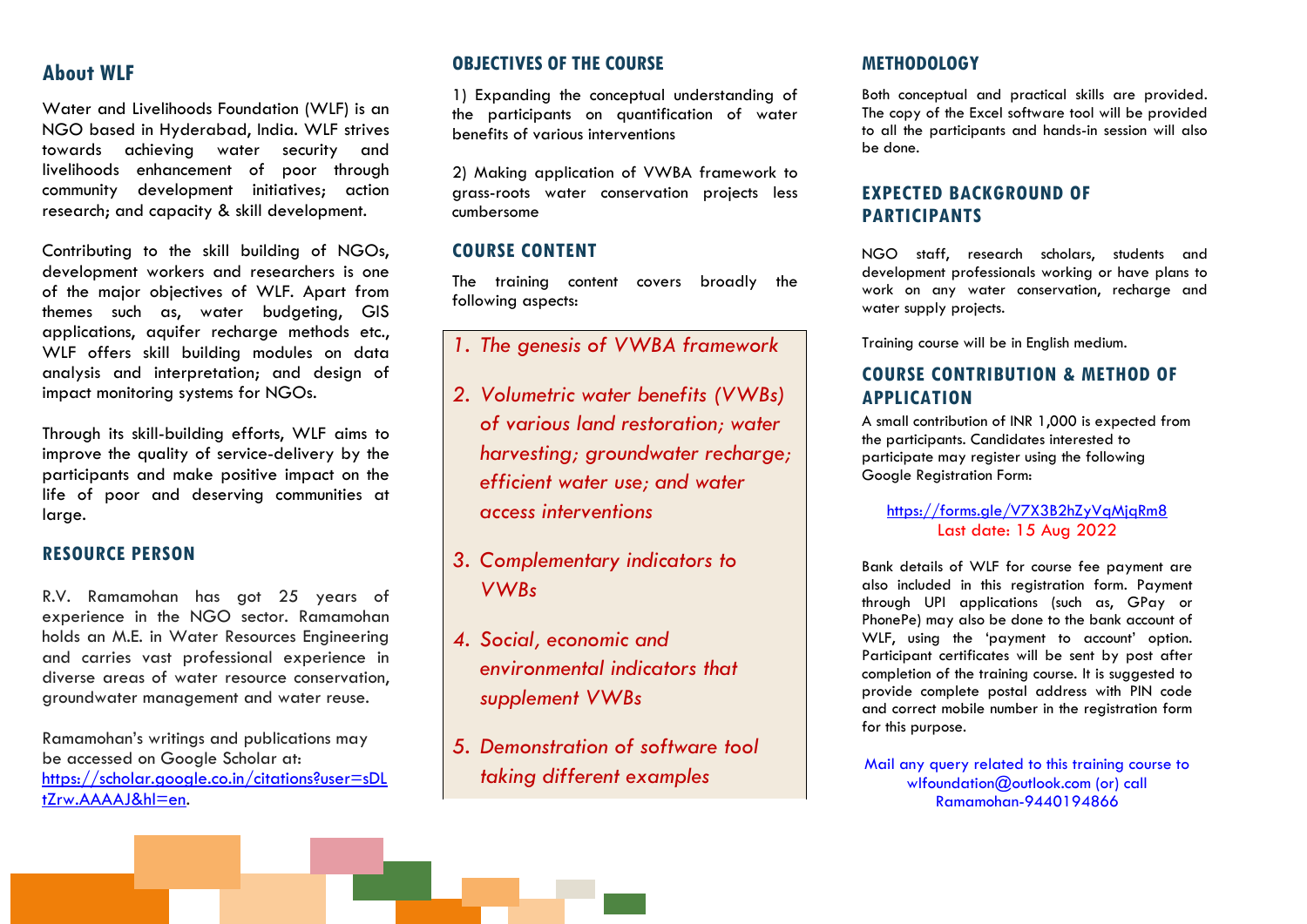## About WLF

Water and Livelihoods Foundation (WLF) is an NGO based in Hyderabad, India. WLF strives towards achieving water security and livelihoods enhancement of poor through community development initiatives; action research; and capacity & skill development.

Contributing to the skill building of NGOs, development workers and researchers is one of the major objectives of WLF. Apart from themes such as, water budgeting, GIS applications, aquifer recharge methods etc., WLF offers skill building modules on data analysis and interpretation; and design of impact monitoring systems for NGOs.

Through its skill-building efforts, WLF aims to improve the quality of service-delivery by the participants and make positive impact on the life of poor and deserving communities at large.

### RESOURCE PERSON

R.V. Ramamohan has got 25 years of experience in the NGO sector. Ramamohan holds an M.E. in Water Resources Engineering and carries vast professional experience in diverse areas of water resource conservation, groundwater management and water reuse.

Ramamohan's writings and publications may be accessed on Google Scholar at: https://scholar.google.co.in/citations?user=sDLtZrw.AAAAJ&hl=en.

### OBJECTIVES OF THE COURSE

1) Expanding the conceptual understanding of the participants on quantification of water benefits of various interventions

2) Making application of VWBA framework to grass-roots water conservation projects less cumbersome

### COURSE CONTENT

The training content covers broadly the following aspects:

1. *The genesis of VWBA framework*
2. *Volumetric water benefits (VWBs) of various land restoration; water harvesting; groundwater recharge; efficient water use; and water access interventions*
3. *Complementary indicators to VWBs*
4. *Social, economic and environmental indicators that supplement VWBs*
5. *Demonstration of software tool taking different examples*

### METHODOLOGY

Both conceptual and practical skills are provided. The copy of the Excel software tool will be provided to all the participants and hands-in session will also be done.

### EXPECTED BACKGROUND OF PARTICIPANTS

NGO staff, research scholars, students and development professionals working or have plans to work on any water conservation, recharge and water supply projects.

Training course will be in English medium.

### COURSE CONTRIBUTION & METHOD OF APPLICATION

A small contribution of INR 1,000 is expected from the participants. Candidates interested to participate may register using the following Google Registration Form:

https://forms.gle/V7X3B2hZyVqMjqRm8
Last date: 15 Aug 2022

Bank details of WLF for course fee payment are also included in this registration form. Payment through UPI applications (such as, GPay or PhonePe) may also be done to the bank account of WLF, using the 'payment to account' option. Participant certificates will be sent by post after completion of the training course. It is suggested to provide complete postal address with PIN code and correct mobile number in the registration form for this purpose.

Mail any query related to this training course to wlfoundation@outlook.com (or) call Ramamohan-9440194866